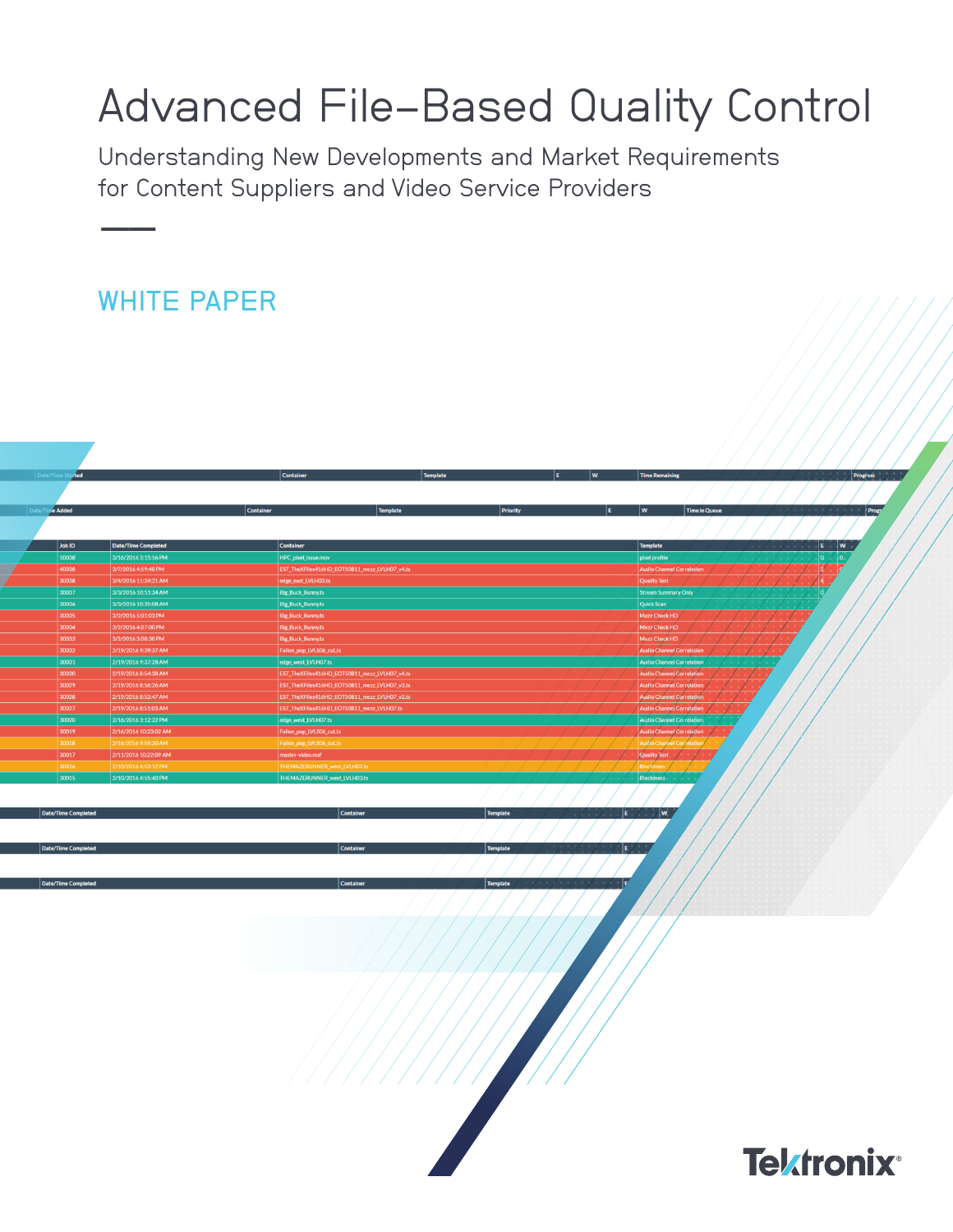# Advanced File-Based Quality Control

## Understanding New Developments and Market Requirements for Content Suppliers and Video Service Providers

WHITE PAPER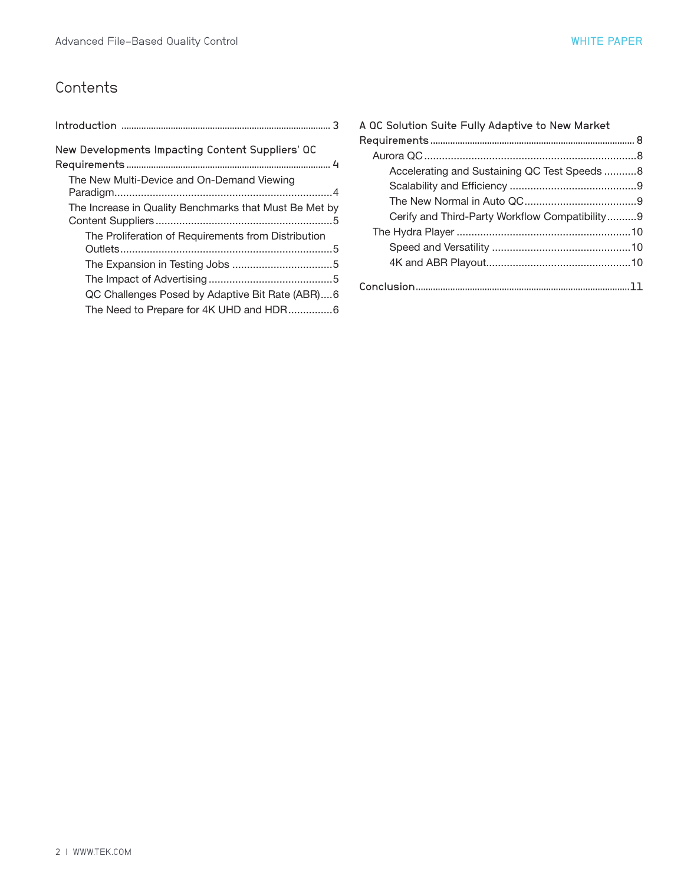# Contents

- Introduction ... 3
- New Developments Impacting Content Suppliers' QC Requirements ... 4
  - The New Multi-Device and On-Demand Viewing Paradigm ... 4
  - The Increase in Quality Benchmarks that Must Be Met by Content Suppliers ... 5
    - The Proliferation of Requirements from Distribution Outlets ... 5
    - The Expansion in Testing Jobs ... 5
    - The Impact of Advertising ... 5
    - QC Challenges Posed by Adaptive Bit Rate (ABR) ... 6
    - The Need to Prepare for 4K UHD and HDR ... 6
- A QC Solution Suite Fully Adaptive to New Market Requirements ... 8
  - Aurora QC ... 8
    - Accelerating and Sustaining QC Test Speeds ... 8
    - Scalability and Efficiency ... 9
    - The New Normal in Auto QC ... 9
    - Cerify and Third-Party Workflow Compatibility ... 9
  - The Hydra Player ... 10
    - Speed and Versatility ... 10
    - 4K and ABR Playout ... 10
- Conclusion ... 11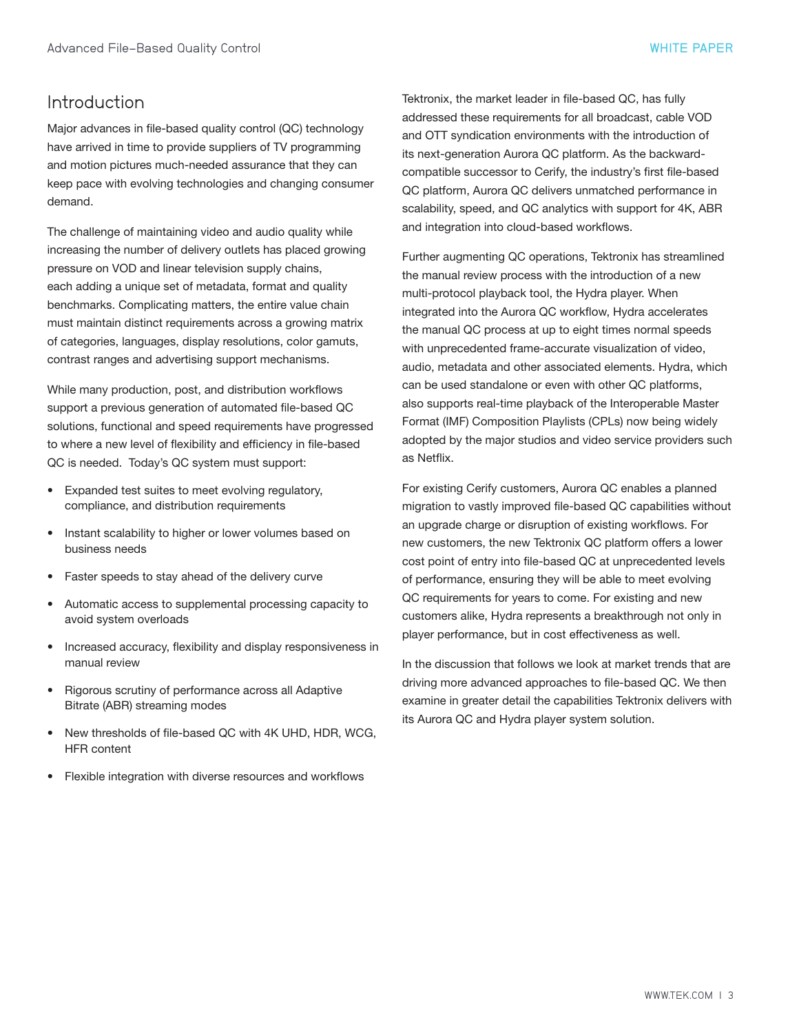## Introduction

Major advances in file-based quality control (QC) technology have arrived in time to provide suppliers of TV programming and motion pictures much-needed assurance that they can keep pace with evolving technologies and changing consumer demand.

The challenge of maintaining video and audio quality while increasing the number of delivery outlets has placed growing pressure on VOD and linear television supply chains, each adding a unique set of metadata, format and quality benchmarks. Complicating matters, the entire value chain must maintain distinct requirements across a growing matrix of categories, languages, display resolutions, color gamuts, contrast ranges and advertising support mechanisms.

While many production, post, and distribution workflows support a previous generation of automated file-based QC solutions, functional and speed requirements have progressed to where a new level of flexibility and efficiency in file-based QC is needed. Today's QC system must support:

- Expanded test suites to meet evolving regulatory, compliance, and distribution requirements
- Instant scalability to higher or lower volumes based on business needs
- Faster speeds to stay ahead of the delivery curve
- Automatic access to supplemental processing capacity to avoid system overloads
- Increased accuracy, flexibility and display responsiveness in manual review
- Rigorous scrutiny of performance across all Adaptive Bitrate (ABR) streaming modes
- New thresholds of file-based QC with 4K UHD, HDR, WCG, HFR content
- Flexible integration with diverse resources and workflows

Tektronix, the market leader in file-based QC, has fully addressed these requirements for all broadcast, cable VOD and OTT syndication environments with the introduction of its next-generation Aurora QC platform. As the backward-compatible successor to Cerify, the industry's first file-based QC platform, Aurora QC delivers unmatched performance in scalability, speed, and QC analytics with support for 4K, ABR and integration into cloud-based workflows.

Further augmenting QC operations, Tektronix has streamlined the manual review process with the introduction of a new multi-protocol playback tool, the Hydra player. When integrated into the Aurora QC workflow, Hydra accelerates the manual QC process at up to eight times normal speeds with unprecedented frame-accurate visualization of video, audio, metadata and other associated elements. Hydra, which can be used standalone or even with other QC platforms, also supports real-time playback of the Interoperable Master Format (IMF) Composition Playlists (CPLs) now being widely adopted by the major studios and video service providers such as Netflix.

For existing Cerify customers, Aurora QC enables a planned migration to vastly improved file-based QC capabilities without an upgrade charge or disruption of existing workflows. For new customers, the new Tektronix QC platform offers a lower cost point of entry into file-based QC at unprecedented levels of performance, ensuring they will be able to meet evolving QC requirements for years to come. For existing and new customers alike, Hydra represents a breakthrough not only in player performance, but in cost effectiveness as well.

In the discussion that follows we look at market trends that are driving more advanced approaches to file-based QC. We then examine in greater detail the capabilities Tektronix delivers with its Aurora QC and Hydra player system solution.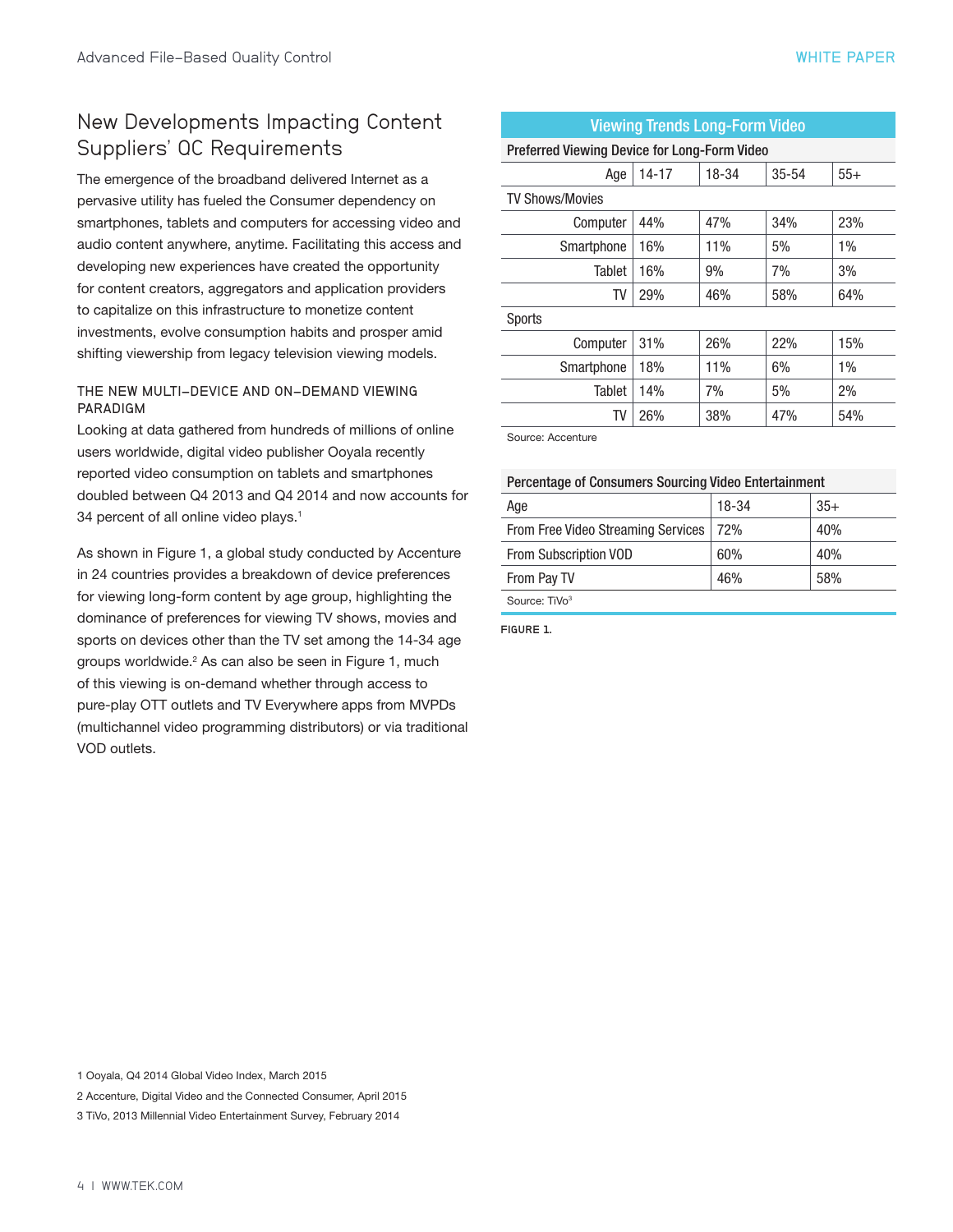## New Developments Impacting Content Suppliers' QC Requirements

The emergence of the broadband delivered Internet as a pervasive utility has fueled the Consumer dependency on smartphones, tablets and computers for accessing video and audio content anywhere, anytime. Facilitating this access and developing new experiences have created the opportunity for content creators, aggregators and application providers to capitalize on this infrastructure to monetize content investments, evolve consumption habits and prosper amid shifting viewership from legacy television viewing models.

### THE NEW MULTI-DEVICE AND ON-DEMAND VIEWING PARADIGM

Looking at data gathered from hundreds of millions of online users worldwide, digital video publisher Ooyala recently reported video consumption on tablets and smartphones doubled between Q4 2013 and Q4 2014 and now accounts for 34 percent of all online video plays.[1]

As shown in Figure 1, a global study conducted by Accenture in 24 countries provides a breakdown of device preferences for viewing long-form content by age group, highlighting the dominance of preferences for viewing TV shows, movies and sports on devices other than the TV set among the 14-34 age groups worldwide.[2] As can also be seen in Figure 1, much of this viewing is on-demand whether through access to pure-play OTT outlets and TV Everywhere apps from MVPDs (multichannel video programming distributors) or via traditional VOD outlets.

**Viewing Trends Long-Form Video**

**Preferred Viewing Device for Long-Form Video**

| Age | 14-17 | 18-34 | 35-54 | 55+ |
|---|---|---|---|---|
| **TV Shows/Movies** | | | | |
| Computer | 44% | 47% | 34% | 23% |
| Smartphone | 16% | 11% | 5% | 1% |
| Tablet | 16% | 9% | 7% | 3% |
| TV | 29% | 46% | 58% | 64% |
| **Sports** | | | | |
| Computer | 31% | 26% | 22% | 15% |
| Smartphone | 18% | 11% | 6% | 1% |
| Tablet | 14% | 7% | 5% | 2% |
| TV | 26% | 38% | 47% | 54% |

Source: Accenture

**Percentage of Consumers Sourcing Video Entertainment**

| Age | 18-34 | 35+ |
|---|---|---|
| From Free Video Streaming Services | 72% | 40% |
| From Subscription VOD | 60% | 40% |
| From Pay TV | 46% | 58% |

Source: TiVo[3]

FIGURE 1.

1 Ooyala, Q4 2014 Global Video Index, March 2015

2 Accenture, Digital Video and the Connected Consumer, April 2015

3 TiVo, 2013 Millennial Video Entertainment Survey, February 2014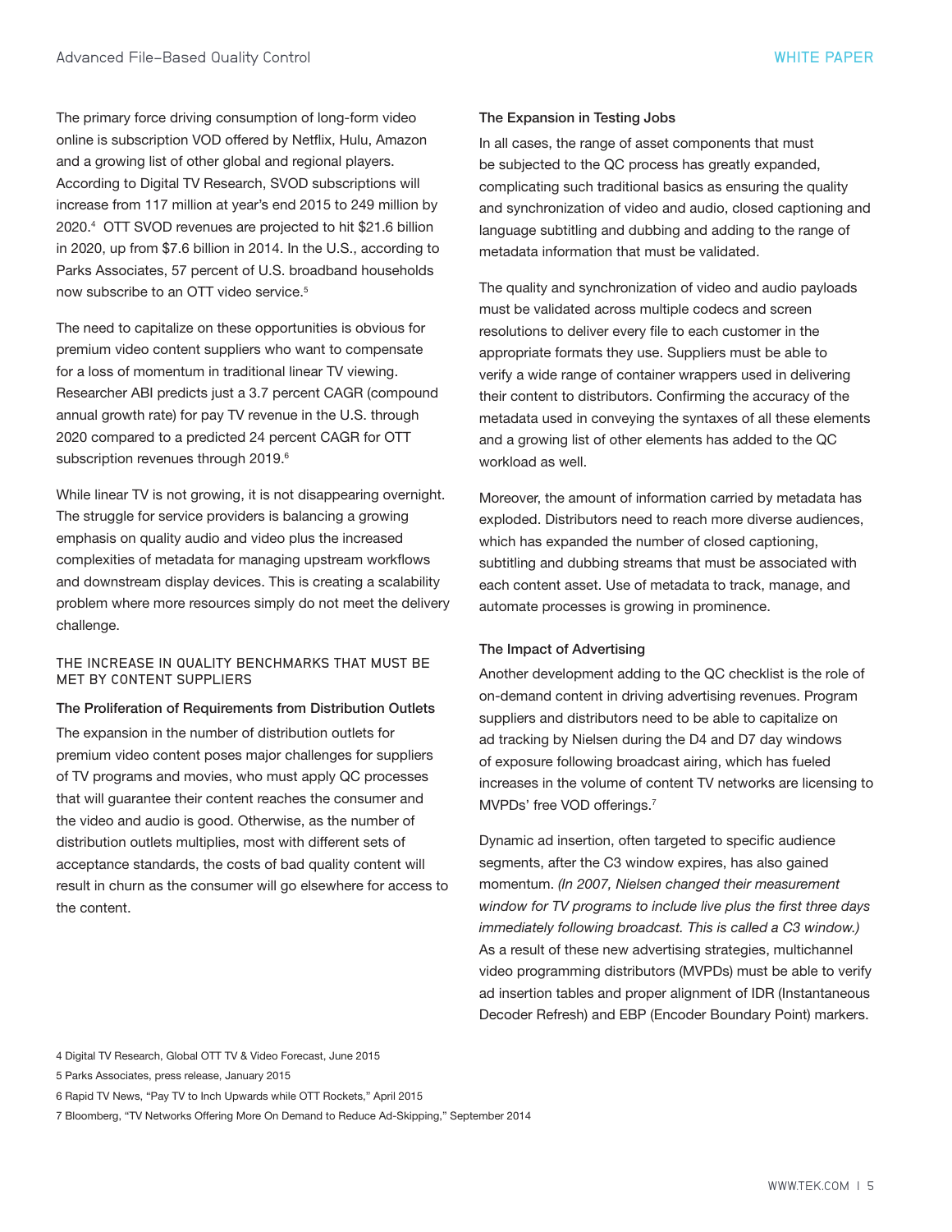The primary force driving consumption of long-form video online is subscription VOD offered by Netflix, Hulu, Amazon and a growing list of other global and regional players. According to Digital TV Research, SVOD subscriptions will increase from 117 million at year's end 2015 to 249 million by 2020.[4] OTT SVOD revenues are projected to hit $21.6 billion in 2020, up from $7.6 billion in 2014. In the U.S., according to Parks Associates, 57 percent of U.S. broadband households now subscribe to an OTT video service.[5]

The need to capitalize on these opportunities is obvious for premium video content suppliers who want to compensate for a loss of momentum in traditional linear TV viewing. Researcher ABI predicts just a 3.7 percent CAGR (compound annual growth rate) for pay TV revenue in the U.S. through 2020 compared to a predicted 24 percent CAGR for OTT subscription revenues through 2019.[6]

While linear TV is not growing, it is not disappearing overnight. The struggle for service providers is balancing a growing emphasis on quality audio and video plus the increased complexities of metadata for managing upstream workflows and downstream display devices. This is creating a scalability problem where more resources simply do not meet the delivery challenge.

## THE INCREASE IN QUALITY BENCHMARKS THAT MUST BE MET BY CONTENT SUPPLIERS

### The Proliferation of Requirements from Distribution Outlets

The expansion in the number of distribution outlets for premium video content poses major challenges for suppliers of TV programs and movies, who must apply QC processes that will guarantee their content reaches the consumer and the video and audio is good. Otherwise, as the number of distribution outlets multiplies, most with different sets of acceptance standards, the costs of bad quality content will result in churn as the consumer will go elsewhere for access to the content.

### The Expansion in Testing Jobs

In all cases, the range of asset components that must be subjected to the QC process has greatly expanded, complicating such traditional basics as ensuring the quality and synchronization of video and audio, closed captioning and language subtitling and dubbing and adding to the range of metadata information that must be validated.

The quality and synchronization of video and audio payloads must be validated across multiple codecs and screen resolutions to deliver every file to each customer in the appropriate formats they use. Suppliers must be able to verify a wide range of container wrappers used in delivering their content to distributors. Confirming the accuracy of the metadata used in conveying the syntaxes of all these elements and a growing list of other elements has added to the QC workload as well.

Moreover, the amount of information carried by metadata has exploded. Distributors need to reach more diverse audiences, which has expanded the number of closed captioning, subtitling and dubbing streams that must be associated with each content asset. Use of metadata to track, manage, and automate processes is growing in prominence.

### The Impact of Advertising

Another development adding to the QC checklist is the role of on-demand content in driving advertising revenues. Program suppliers and distributors need to be able to capitalize on ad tracking by Nielsen during the D4 and D7 day windows of exposure following broadcast airing, which has fueled increases in the volume of content TV networks are licensing to MVPDs' free VOD offerings.[7]

Dynamic ad insertion, often targeted to specific audience segments, after the C3 window expires, has also gained momentum. *(In 2007, Nielsen changed their measurement window for TV programs to include live plus the first three days immediately following broadcast. This is called a C3 window.)* As a result of these new advertising strategies, multichannel video programming distributors (MVPDs) must be able to verify ad insertion tables and proper alignment of IDR (Instantaneous Decoder Refresh) and EBP (Encoder Boundary Point) markers.

4 Digital TV Research, Global OTT TV & Video Forecast, June 2015

5 Parks Associates, press release, January 2015

6 Rapid TV News, "Pay TV to Inch Upwards while OTT Rockets," April 2015

7 Bloomberg, "TV Networks Offering More On Demand to Reduce Ad-Skipping," September 2014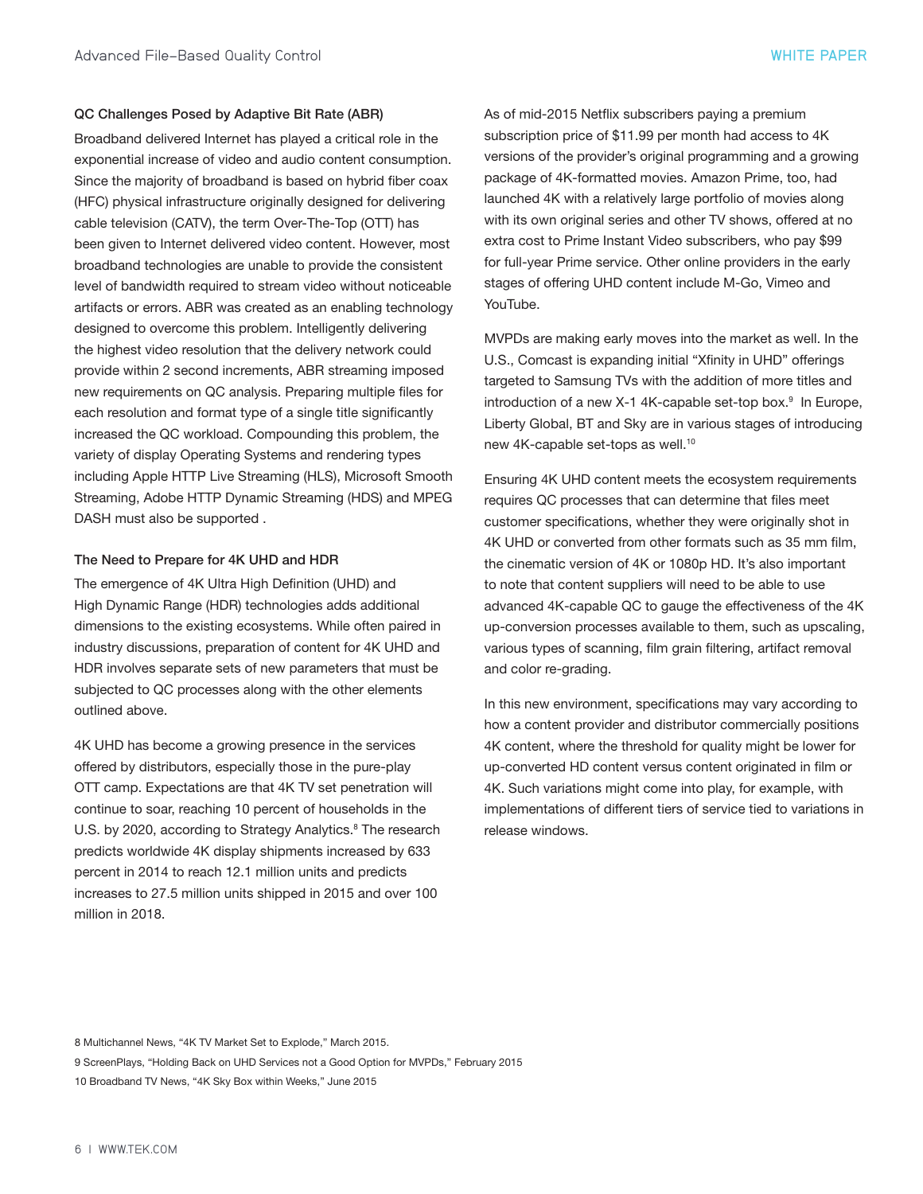### QC Challenges Posed by Adaptive Bit Rate (ABR)

Broadband delivered Internet has played a critical role in the exponential increase of video and audio content consumption. Since the majority of broadband is based on hybrid fiber coax (HFC) physical infrastructure originally designed for delivering cable television (CATV), the term Over-The-Top (OTT) has been given to Internet delivered video content. However, most broadband technologies are unable to provide the consistent level of bandwidth required to stream video without noticeable artifacts or errors. ABR was created as an enabling technology designed to overcome this problem. Intelligently delivering the highest video resolution that the delivery network could provide within 2 second increments, ABR streaming imposed new requirements on QC analysis. Preparing multiple files for each resolution and format type of a single title significantly increased the QC workload. Compounding this problem, the variety of display Operating Systems and rendering types including Apple HTTP Live Streaming (HLS), Microsoft Smooth Streaming, Adobe HTTP Dynamic Streaming (HDS) and MPEG DASH must also be supported .

### The Need to Prepare for 4K UHD and HDR

The emergence of 4K Ultra High Definition (UHD) and High Dynamic Range (HDR) technologies adds additional dimensions to the existing ecosystems. While often paired in industry discussions, preparation of content for 4K UHD and HDR involves separate sets of new parameters that must be subjected to QC processes along with the other elements outlined above.

4K UHD has become a growing presence in the services offered by distributors, especially those in the pure-play OTT camp. Expectations are that 4K TV set penetration will continue to soar, reaching 10 percent of households in the U.S. by 2020, according to Strategy Analytics.[8] The research predicts worldwide 4K display shipments increased by 633 percent in 2014 to reach 12.1 million units and predicts increases to 27.5 million units shipped in 2015 and over 100 million in 2018.

As of mid-2015 Netflix subscribers paying a premium subscription price of $11.99 per month had access to 4K versions of the provider's original programming and a growing package of 4K-formatted movies. Amazon Prime, too, had launched 4K with a relatively large portfolio of movies along with its own original series and other TV shows, offered at no extra cost to Prime Instant Video subscribers, who pay $99 for full-year Prime service. Other online providers in the early stages of offering UHD content include M-Go, Vimeo and YouTube.

MVPDs are making early moves into the market as well. In the U.S., Comcast is expanding initial "Xfinity in UHD" offerings targeted to Samsung TVs with the addition of more titles and introduction of a new X-1 4K-capable set-top box.[9] In Europe, Liberty Global, BT and Sky are in various stages of introducing new 4K-capable set-tops as well.[10]

Ensuring 4K UHD content meets the ecosystem requirements requires QC processes that can determine that files meet customer specifications, whether they were originally shot in 4K UHD or converted from other formats such as 35 mm film, the cinematic version of 4K or 1080p HD. It's also important to note that content suppliers will need to be able to use advanced 4K-capable QC to gauge the effectiveness of the 4K up-conversion processes available to them, such as upscaling, various types of scanning, film grain filtering, artifact removal and color re-grading.

In this new environment, specifications may vary according to how a content provider and distributor commercially positions 4K content, where the threshold for quality might be lower for up-converted HD content versus content originated in film or 4K. Such variations might come into play, for example, with implementations of different tiers of service tied to variations in release windows.

8 Multichannel News, "4K TV Market Set to Explode," March 2015.

9 ScreenPlays, "Holding Back on UHD Services not a Good Option for MVPDs," February 2015

10 Broadband TV News, "4K Sky Box within Weeks," June 2015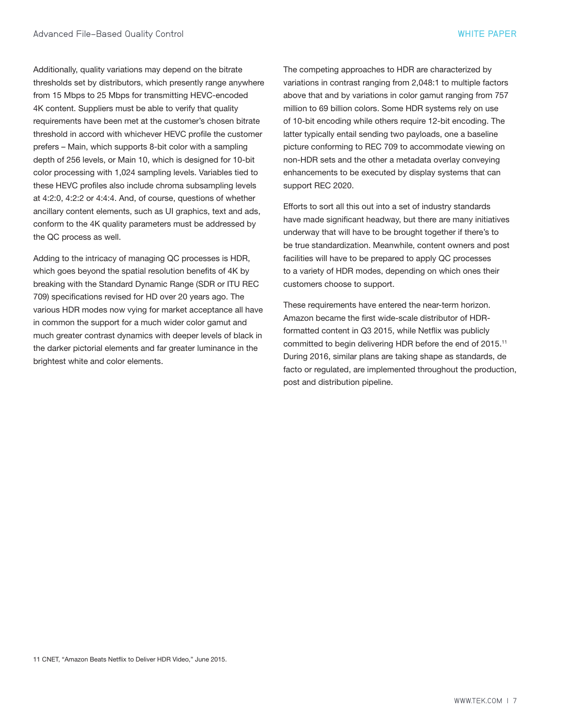Additionally, quality variations may depend on the bitrate thresholds set by distributors, which presently range anywhere from 15 Mbps to 25 Mbps for transmitting HEVC-encoded 4K content. Suppliers must be able to verify that quality requirements have been met at the customer's chosen bitrate threshold in accord with whichever HEVC profile the customer prefers – Main, which supports 8-bit color with a sampling depth of 256 levels, or Main 10, which is designed for 10-bit color processing with 1,024 sampling levels. Variables tied to these HEVC profiles also include chroma subsampling levels at 4:2:0, 4:2:2 or 4:4:4. And, of course, questions of whether ancillary content elements, such as UI graphics, text and ads, conform to the 4K quality parameters must be addressed by the QC process as well.

Adding to the intricacy of managing QC processes is HDR, which goes beyond the spatial resolution benefits of 4K by breaking with the Standard Dynamic Range (SDR or ITU REC 709) specifications revised for HD over 20 years ago. The various HDR modes now vying for market acceptance all have in common the support for a much wider color gamut and much greater contrast dynamics with deeper levels of black in the darker pictorial elements and far greater luminance in the brightest white and color elements.

The competing approaches to HDR are characterized by variations in contrast ranging from 2,048:1 to multiple factors above that and by variations in color gamut ranging from 757 million to 69 billion colors. Some HDR systems rely on use of 10-bit encoding while others require 12-bit encoding. The latter typically entail sending two payloads, one a baseline picture conforming to REC 709 to accommodate viewing on non-HDR sets and the other a metadata overlay conveying enhancements to be executed by display systems that can support REC 2020.

Efforts to sort all this out into a set of industry standards have made significant headway, but there are many initiatives underway that will have to be brought together if there's to be true standardization. Meanwhile, content owners and post facilities will have to be prepared to apply QC processes to a variety of HDR modes, depending on which ones their customers choose to support.

These requirements have entered the near-term horizon. Amazon became the first wide-scale distributor of HDR-formatted content in Q3 2015, while Netflix was publicly committed to begin delivering HDR before the end of 2015.[11] During 2016, similar plans are taking shape as standards, de facto or regulated, are implemented throughout the production, post and distribution pipeline.

11 CNET, "Amazon Beats Netflix to Deliver HDR Video," June 2015.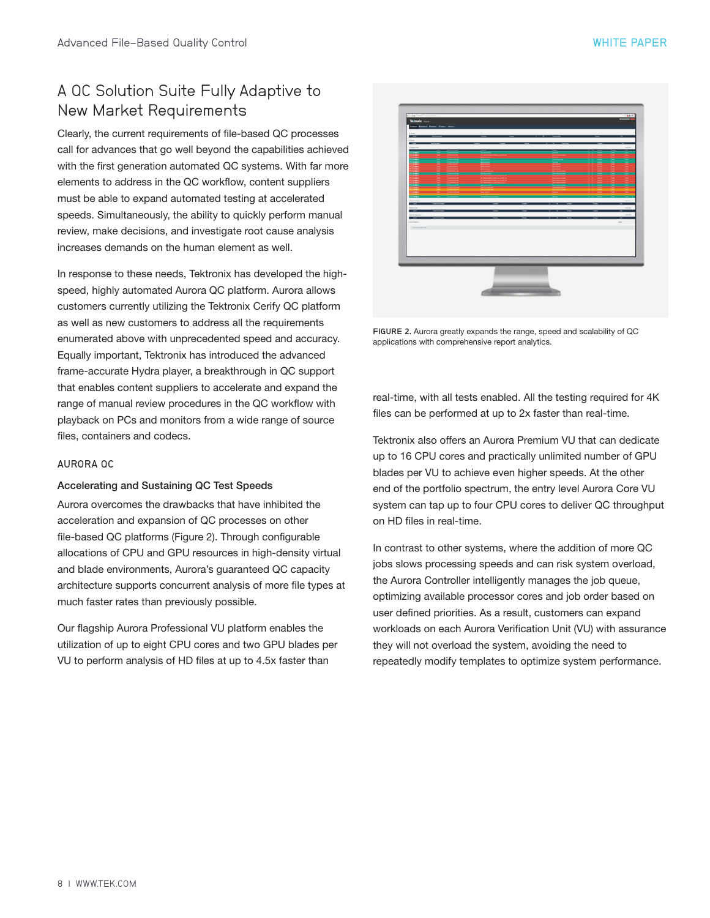## A QC Solution Suite Fully Adaptive to New Market Requirements

Clearly, the current requirements of file-based QC processes call for advances that go well beyond the capabilities achieved with the first generation automated QC systems. With far more elements to address in the QC workflow, content suppliers must be able to expand automated testing at accelerated speeds. Simultaneously, the ability to quickly perform manual review, make decisions, and investigate root cause analysis increases demands on the human element as well.

In response to these needs, Tektronix has developed the high-speed, highly automated Aurora QC platform. Aurora allows customers currently utilizing the Tektronix Cerify QC platform as well as new customers to address all the requirements enumerated above with unprecedented speed and accuracy. Equally important, Tektronix has introduced the advanced frame-accurate Hydra player, a breakthrough in QC support that enables content suppliers to accelerate and expand the range of manual review procedures in the QC workflow with playback on PCs and monitors from a wide range of source files, containers and codecs.

### AURORA QC

#### Accelerating and Sustaining QC Test Speeds

Aurora overcomes the drawbacks that have inhibited the acceleration and expansion of QC processes on other file-based QC platforms (Figure 2). Through configurable allocations of CPU and GPU resources in high-density virtual and blade environments, Aurora's guaranteed QC capacity architecture supports concurrent analysis of more file types at much faster rates than previously possible.

Our flagship Aurora Professional VU platform enables the utilization of up to eight CPU cores and two GPU blades per VU to perform analysis of HD files at up to 4.5x faster than real-time, with all tests enabled. All the testing required for 4K files can be performed at up to 2x faster than real-time.

FIGURE 2. Aurora greatly expands the range, speed and scalability of QC applications with comprehensive report analytics.

Tektronix also offers an Aurora Premium VU that can dedicate up to 16 CPU cores and practically unlimited number of GPU blades per VU to achieve even higher speeds. At the other end of the portfolio spectrum, the entry level Aurora Core VU system can tap up to four CPU cores to deliver QC throughput on HD files in real-time.

In contrast to other systems, where the addition of more QC jobs slows processing speeds and can risk system overload, the Aurora Controller intelligently manages the job queue, optimizing available processor cores and job order based on user defined priorities. As a result, customers can expand workloads on each Aurora Verification Unit (VU) with assurance they will not overload the system, avoiding the need to repeatedly modify templates to optimize system performance.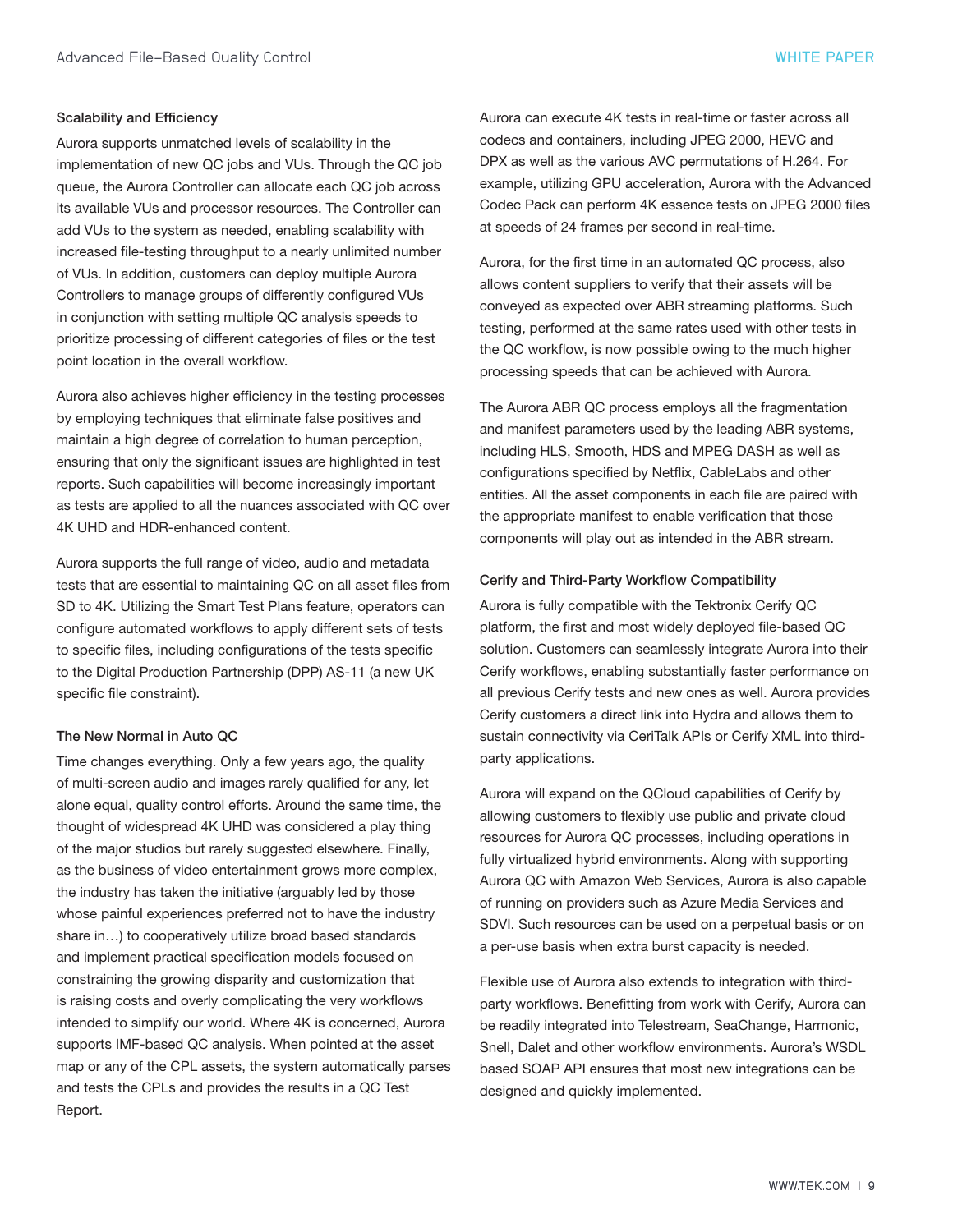### Scalability and Efficiency

Aurora supports unmatched levels of scalability in the implementation of new QC jobs and VUs. Through the QC job queue, the Aurora Controller can allocate each QC job across its available VUs and processor resources. The Controller can add VUs to the system as needed, enabling scalability with increased file-testing throughput to a nearly unlimited number of VUs. In addition, customers can deploy multiple Aurora Controllers to manage groups of differently configured VUs in conjunction with setting multiple QC analysis speeds to prioritize processing of different categories of files or the test point location in the overall workflow.

Aurora also achieves higher efficiency in the testing processes by employing techniques that eliminate false positives and maintain a high degree of correlation to human perception, ensuring that only the significant issues are highlighted in test reports. Such capabilities will become increasingly important as tests are applied to all the nuances associated with QC over 4K UHD and HDR-enhanced content.

Aurora supports the full range of video, audio and metadata tests that are essential to maintaining QC on all asset files from SD to 4K. Utilizing the Smart Test Plans feature, operators can configure automated workflows to apply different sets of tests to specific files, including configurations of the tests specific to the Digital Production Partnership (DPP) AS-11 (a new UK specific file constraint).

### The New Normal in Auto QC

Time changes everything. Only a few years ago, the quality of multi-screen audio and images rarely qualified for any, let alone equal, quality control efforts. Around the same time, the thought of widespread 4K UHD was considered a play thing of the major studios but rarely suggested elsewhere. Finally, as the business of video entertainment grows more complex, the industry has taken the initiative (arguably led by those whose painful experiences preferred not to have the industry share in…) to cooperatively utilize broad based standards and implement practical specification models focused on constraining the growing disparity and customization that is raising costs and overly complicating the very workflows intended to simplify our world. Where 4K is concerned, Aurora supports IMF-based QC analysis. When pointed at the asset map or any of the CPL assets, the system automatically parses and tests the CPLs and provides the results in a QC Test Report.

Aurora can execute 4K tests in real-time or faster across all codecs and containers, including JPEG 2000, HEVC and DPX as well as the various AVC permutations of H.264. For example, utilizing GPU acceleration, Aurora with the Advanced Codec Pack can perform 4K essence tests on JPEG 2000 files at speeds of 24 frames per second in real-time.

Aurora, for the first time in an automated QC process, also allows content suppliers to verify that their assets will be conveyed as expected over ABR streaming platforms. Such testing, performed at the same rates used with other tests in the QC workflow, is now possible owing to the much higher processing speeds that can be achieved with Aurora.

The Aurora ABR QC process employs all the fragmentation and manifest parameters used by the leading ABR systems, including HLS, Smooth, HDS and MPEG DASH as well as configurations specified by Netflix, CableLabs and other entities. All the asset components in each file are paired with the appropriate manifest to enable verification that those components will play out as intended in the ABR stream.

### Cerify and Third-Party Workflow Compatibility

Aurora is fully compatible with the Tektronix Cerify QC platform, the first and most widely deployed file-based QC solution. Customers can seamlessly integrate Aurora into their Cerify workflows, enabling substantially faster performance on all previous Cerify tests and new ones as well. Aurora provides Cerify customers a direct link into Hydra and allows them to sustain connectivity via CeriTalk APIs or Cerify XML into third-party applications.

Aurora will expand on the QCloud capabilities of Cerify by allowing customers to flexibly use public and private cloud resources for Aurora QC processes, including operations in fully virtualized hybrid environments. Along with supporting Aurora QC with Amazon Web Services, Aurora is also capable of running on providers such as Azure Media Services and SDVI. Such resources can be used on a perpetual basis or on a per-use basis when extra burst capacity is needed.

Flexible use of Aurora also extends to integration with third-party workflows. Benefitting from work with Cerify, Aurora can be readily integrated into Telestream, SeaChange, Harmonic, Snell, Dalet and other workflow environments. Aurora's WSDL based SOAP API ensures that most new integrations can be designed and quickly implemented.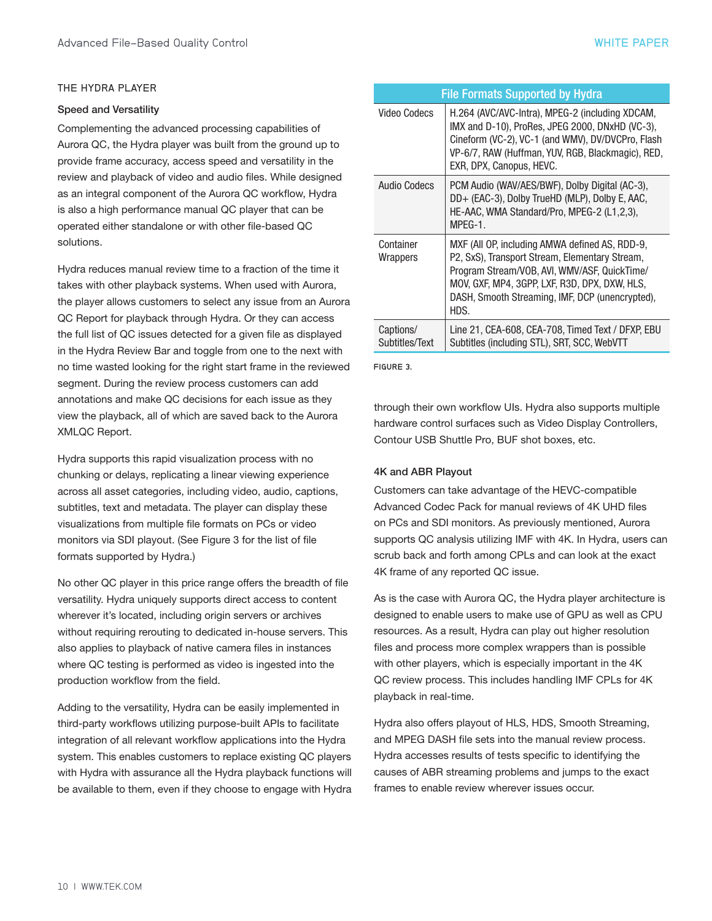## THE HYDRA PLAYER

### Speed and Versatility

Complementing the advanced processing capabilities of Aurora QC, the Hydra player was built from the ground up to provide frame accuracy, access speed and versatility in the review and playback of video and audio files. While designed as an integral component of the Aurora QC workflow, Hydra is also a high performance manual QC player that can be operated either standalone or with other file-based QC solutions.

Hydra reduces manual review time to a fraction of the time it takes with other playback systems. When used with Aurora, the player allows customers to select any issue from an Aurora QC Report for playback through Hydra. Or they can access the full list of QC issues detected for a given file as displayed in the Hydra Review Bar and toggle from one to the next with no time wasted looking for the right start frame in the reviewed segment. During the review process customers can add annotations and make QC decisions for each issue as they view the playback, all of which are saved back to the Aurora XMLQC Report.

Hydra supports this rapid visualization process with no chunking or delays, replicating a linear viewing experience across all asset categories, including video, audio, captions, subtitles, text and metadata. The player can display these visualizations from multiple file formats on PCs or video monitors via SDI playout. (See Figure 3 for the list of file formats supported by Hydra.)

No other QC player in this price range offers the breadth of file versatility. Hydra uniquely supports direct access to content wherever it's located, including origin servers or archives without requiring rerouting to dedicated in-house servers. This also applies to playback of native camera files in instances where QC testing is performed as video is ingested into the production workflow from the field.

Adding to the versatility, Hydra can be easily implemented in third-party workflows utilizing purpose-built APIs to facilitate integration of all relevant workflow applications into the Hydra system. This enables customers to replace existing QC players with Hydra with assurance all the Hydra playback functions will be available to them, even if they choose to engage with Hydra through their own workflow UIs. Hydra also supports multiple hardware control surfaces such as Video Display Controllers, Contour USB Shuttle Pro, BUF shot boxes, etc.

| File Formats Supported by Hydra | |
|---|---|
| Video Codecs | H.264 (AVC/AVC-Intra), MPEG-2 (including XDCAM, IMX and D-10), ProRes, JPEG 2000, DNxHD (VC-3), Cineform (VC-2), VC-1 (and WMV), DV/DVCPro, Flash VP-6/7, RAW (Huffman, YUV, RGB, Blackmagic), RED, EXR, DPX, Canopus, HEVC. |
| Audio Codecs | PCM Audio (WAV/AES/BWF), Dolby Digital (AC-3), DD+ (EAC-3), Dolby TrueHD (MLP), Dolby E, AAC, HE-AAC, WMA Standard/Pro, MPEG-2 (L1,2,3), MPEG-1. |
| Container Wrappers | MXF (All OP, including AMWA defined AS, RDD-9, P2, SxS), Transport Stream, Elementary Stream, Program Stream/VOB, AVI, WMV/ASF, QuickTime/MOV, GXF, MP4, 3GPP, LXF, R3D, DPX, DXW, HLS, DASH, Smooth Streaming, IMF, DCP (unencrypted), HDS. |
| Captions/ Subtitles/Text | Line 21, CEA-608, CEA-708, Timed Text / DFXP, EBU Subtitles (including STL), SRT, SCC, WebVTT |

FIGURE 3.

### 4K and ABR Playout

Customers can take advantage of the HEVC-compatible Advanced Codec Pack for manual reviews of 4K UHD files on PCs and SDI monitors. As previously mentioned, Aurora supports QC analysis utilizing IMF with 4K. In Hydra, users can scrub back and forth among CPLs and can look at the exact 4K frame of any reported QC issue.

As is the case with Aurora QC, the Hydra player architecture is designed to enable users to make use of GPU as well as CPU resources. As a result, Hydra can play out higher resolution files and process more complex wrappers than is possible with other players, which is especially important in the 4K QC review process. This includes handling IMF CPLs for 4K playback in real-time.

Hydra also offers playout of HLS, HDS, Smooth Streaming, and MPEG DASH file sets into the manual review process. Hydra accesses results of tests specific to identifying the causes of ABR streaming problems and jumps to the exact frames to enable review wherever issues occur.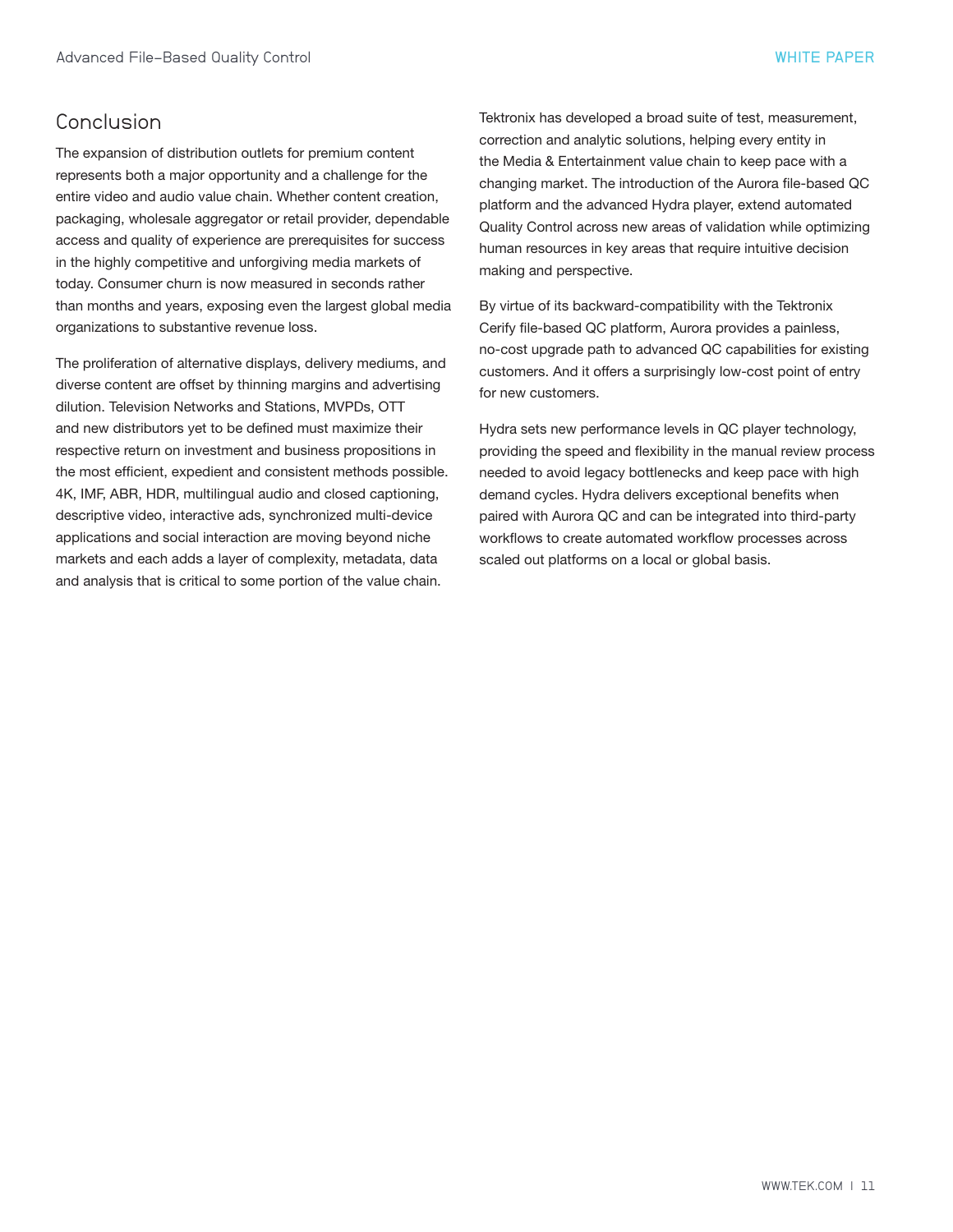## Conclusion

The expansion of distribution outlets for premium content represents both a major opportunity and a challenge for the entire video and audio value chain. Whether content creation, packaging, wholesale aggregator or retail provider, dependable access and quality of experience are prerequisites for success in the highly competitive and unforgiving media markets of today. Consumer churn is now measured in seconds rather than months and years, exposing even the largest global media organizations to substantive revenue loss.

The proliferation of alternative displays, delivery mediums, and diverse content are offset by thinning margins and advertising dilution. Television Networks and Stations, MVPDs, OTT and new distributors yet to be defined must maximize their respective return on investment and business propositions in the most efficient, expedient and consistent methods possible. 4K, IMF, ABR, HDR, multilingual audio and closed captioning, descriptive video, interactive ads, synchronized multi-device applications and social interaction are moving beyond niche markets and each adds a layer of complexity, metadata, data and analysis that is critical to some portion of the value chain.

Tektronix has developed a broad suite of test, measurement, correction and analytic solutions, helping every entity in the Media & Entertainment value chain to keep pace with a changing market. The introduction of the Aurora file-based QC platform and the advanced Hydra player, extend automated Quality Control across new areas of validation while optimizing human resources in key areas that require intuitive decision making and perspective.

By virtue of its backward-compatibility with the Tektronix Cerify file-based QC platform, Aurora provides a painless, no-cost upgrade path to advanced QC capabilities for existing customers. And it offers a surprisingly low-cost point of entry for new customers.

Hydra sets new performance levels in QC player technology, providing the speed and flexibility in the manual review process needed to avoid legacy bottlenecks and keep pace with high demand cycles. Hydra delivers exceptional benefits when paired with Aurora QC and can be integrated into third-party workflows to create automated workflow processes across scaled out platforms on a local or global basis.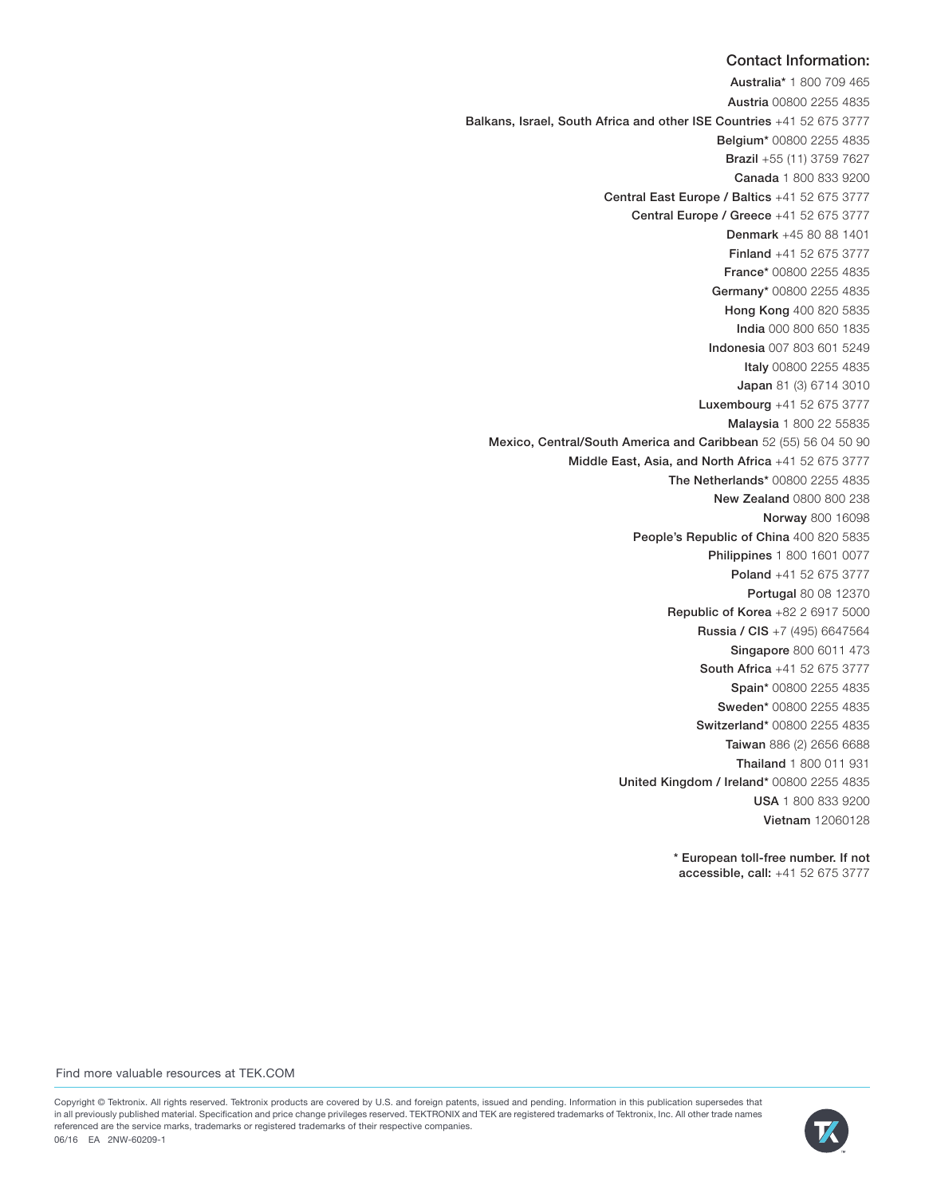## Contact Information:

**Australia*** 1 800 709 465

**Austria** 00800 2255 4835

**Balkans, Israel, South Africa and other ISE Countries** +41 52 675 3777

**Belgium*** 00800 2255 4835

**Brazil** +55 (11) 3759 7627

**Canada** 1 800 833 9200

**Central East Europe / Baltics** +41 52 675 3777

**Central Europe / Greece** +41 52 675 3777

**Denmark** +45 80 88 1401

**Finland** +41 52 675 3777

**France*** 00800 2255 4835

**Germany*** 00800 2255 4835

**Hong Kong** 400 820 5835

**India** 000 800 650 1835

**Indonesia** 007 803 601 5249

**Italy** 00800 2255 4835

**Japan** 81 (3) 6714 3010

**Luxembourg** +41 52 675 3777

**Malaysia** 1 800 22 55835

**Mexico, Central/South America and Caribbean** 52 (55) 56 04 50 90

**Middle East, Asia, and North Africa** +41 52 675 3777

**The Netherlands*** 00800 2255 4835

**New Zealand** 0800 800 238

**Norway** 800 16098

**People's Republic of China** 400 820 5835

**Philippines** 1 800 1601 0077

**Poland** +41 52 675 3777

**Portugal** 80 08 12370

**Republic of Korea** +82 2 6917 5000

**Russia / CIS** +7 (495) 6647564

**Singapore** 800 6011 473

**South Africa** +41 52 675 3777

**Spain*** 00800 2255 4835

**Sweden*** 00800 2255 4835

**Switzerland*** 00800 2255 4835

**Taiwan** 886 (2) 2656 6688

**Thailand** 1 800 011 931

**United Kingdom / Ireland*** 00800 2255 4835

**USA** 1 800 833 9200

**Vietnam** 12060128

**\* European toll-free number. If not accessible, call:** +41 52 675 3777

Find more valuable resources at TEK.COM

Copyright © Tektronix. All rights reserved. Tektronix products are covered by U.S. and foreign patents, issued and pending. Information in this publication supersedes that in all previously published material. Specification and price change privileges reserved. TEKTRONIX and TEK are registered trademarks of Tektronix, Inc. All other trade names referenced are the service marks, trademarks or registered trademarks of their respective companies.

06/16 EA 2NW-60209-1